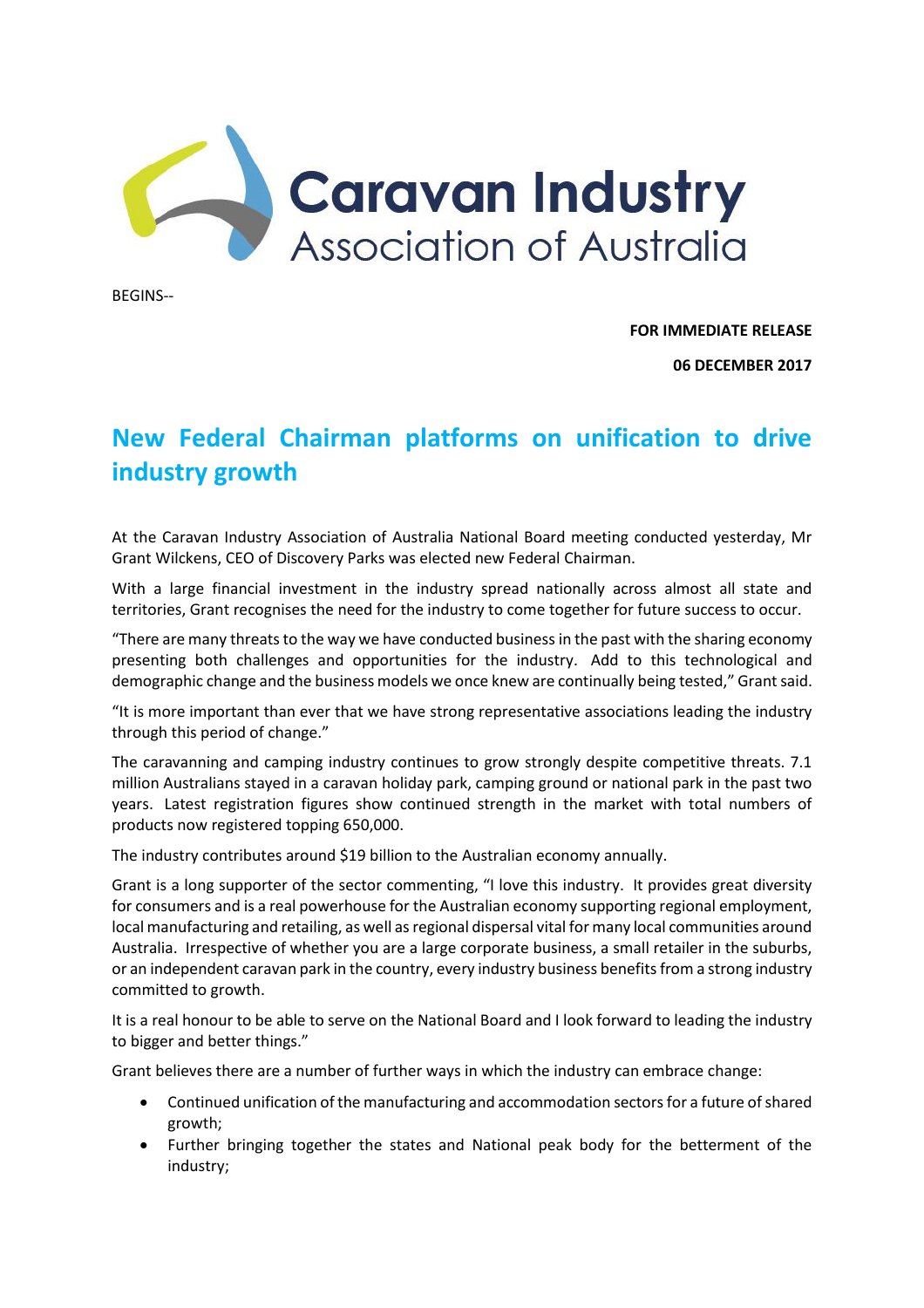Caravan Industry Association of Australia

BEGINS--

**FOR IMMEDIATE RELEASE**

**06 DECEMBER 2017**

# New Federal Chairman platforms on unification to drive industry growth

At the Caravan Industry Association of Australia National Board meeting conducted yesterday, Mr Grant Wilckens, CEO of Discovery Parks was elected new Federal Chairman.

With a large financial investment in the industry spread nationally across almost all state and territories, Grant recognises the need for the industry to come together for future success to occur.

"There are many threats to the way we have conducted business in the past with the sharing economy presenting both challenges and opportunities for the industry. Add to this technological and demographic change and the business models we once knew are continually being tested," Grant said.

"It is more important than ever that we have strong representative associations leading the industry through this period of change."

The caravanning and camping industry continues to grow strongly despite competitive threats. 7.1 million Australians stayed in a caravan holiday park, camping ground or national park in the past two years. Latest registration figures show continued strength in the market with total numbers of products now registered topping 650,000.

The industry contributes around $19 billion to the Australian economy annually.

Grant is a long supporter of the sector commenting, "I love this industry. It provides great diversity for consumers and is a real powerhouse for the Australian economy supporting regional employment, local manufacturing and retailing, as well as regional dispersal vital for many local communities around Australia. Irrespective of whether you are a large corporate business, a small retailer in the suburbs, or an independent caravan park in the country, every industry business benefits from a strong industry committed to growth.

It is a real honour to be able to serve on the National Board and I look forward to leading the industry to bigger and better things."

Grant believes there are a number of further ways in which the industry can embrace change:

- Continued unification of the manufacturing and accommodation sectors for a future of shared growth;
- Further bringing together the states and National peak body for the betterment of the industry;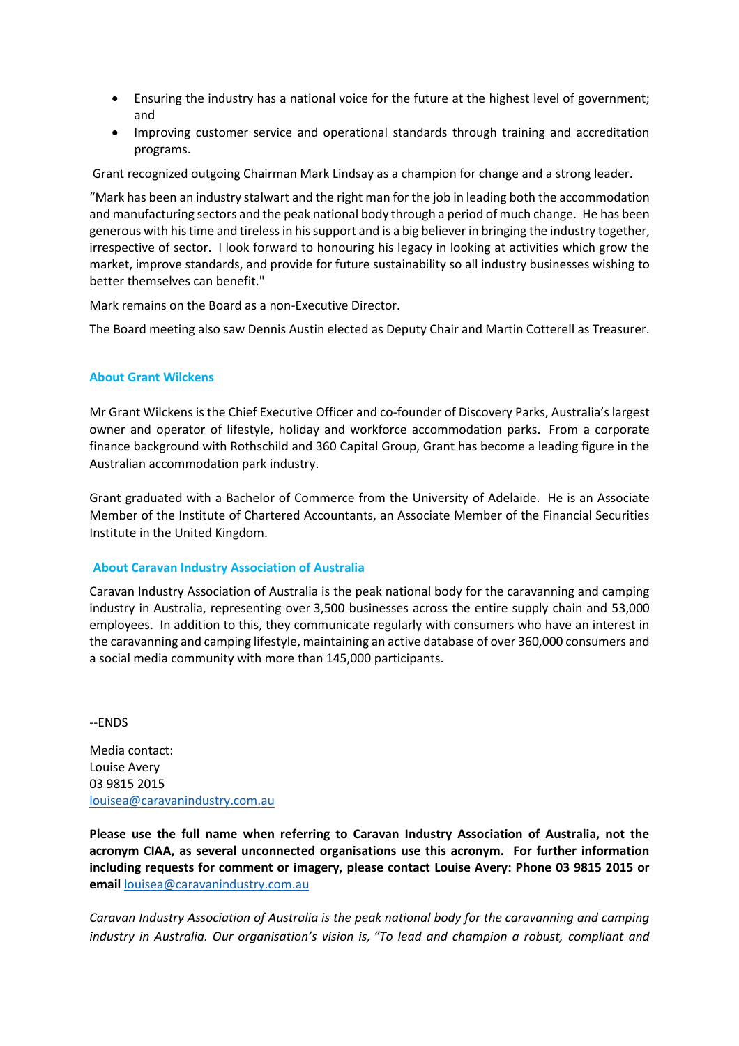- Ensuring the industry has a national voice for the future at the highest level of government; and
- Improving customer service and operational standards through training and accreditation programs.

Grant recognized outgoing Chairman Mark Lindsay as a champion for change and a strong leader.

"Mark has been an industry stalwart and the right man for the job in leading both the accommodation and manufacturing sectors and the peak national body through a period of much change. He has been generous with his time and tireless in his support and is a big believer in bringing the industry together, irrespective of sector. I look forward to honouring his legacy in looking at activities which grow the market, improve standards, and provide for future sustainability so all industry businesses wishing to better themselves can benefit."

Mark remains on the Board as a non-Executive Director.

The Board meeting also saw Dennis Austin elected as Deputy Chair and Martin Cotterell as Treasurer.

## About Grant Wilckens

Mr Grant Wilckens is the Chief Executive Officer and co-founder of Discovery Parks, Australia's largest owner and operator of lifestyle, holiday and workforce accommodation parks. From a corporate finance background with Rothschild and 360 Capital Group, Grant has become a leading figure in the Australian accommodation park industry.

Grant graduated with a Bachelor of Commerce from the University of Adelaide. He is an Associate Member of the Institute of Chartered Accountants, an Associate Member of the Financial Securities Institute in the United Kingdom.

## About Caravan Industry Association of Australia

Caravan Industry Association of Australia is the peak national body for the caravanning and camping industry in Australia, representing over 3,500 businesses across the entire supply chain and 53,000 employees. In addition to this, they communicate regularly with consumers who have an interest in the caravanning and camping lifestyle, maintaining an active database of over 360,000 consumers and a social media community with more than 145,000 participants.

--ENDS

Media contact:
Louise Avery
03 9815 2015
louisea@caravanindustry.com.au

**Please use the full name when referring to Caravan Industry Association of Australia, not the acronym CIAA, as several unconnected organisations use this acronym. For further information including requests for comment or imagery, please contact Louise Avery: Phone 03 9815 2015 or email** louisea@caravanindustry.com.au

*Caravan Industry Association of Australia is the peak national body for the caravanning and camping industry in Australia. Our organisation's vision is, "To lead and champion a robust, compliant and*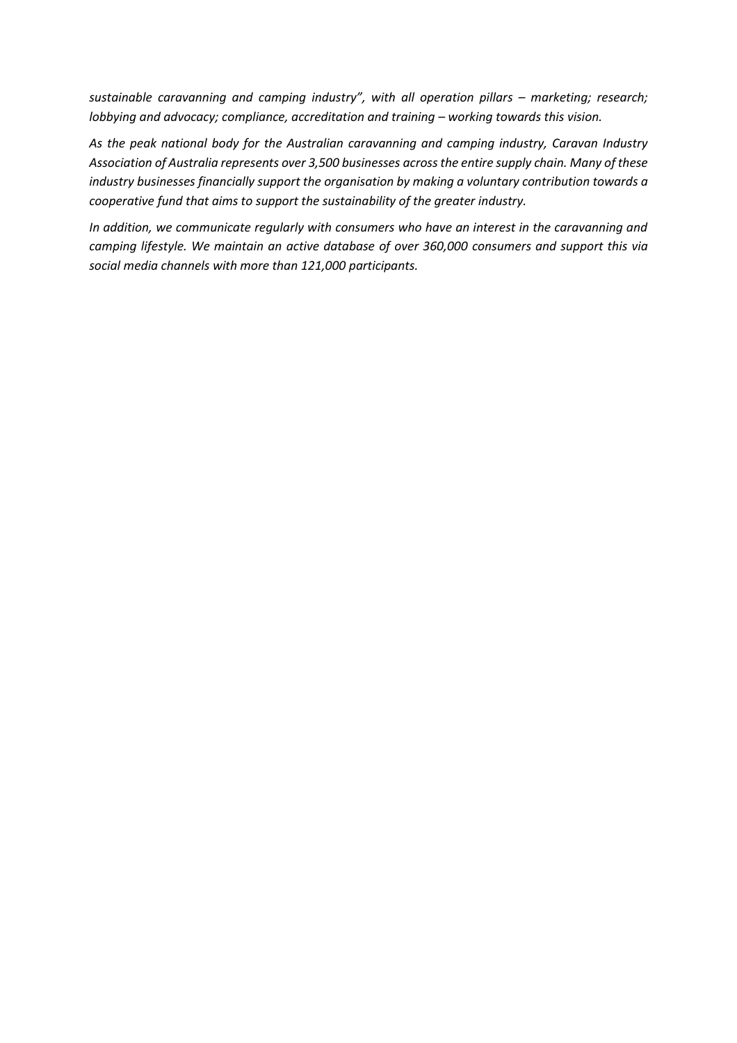*sustainable caravanning and camping industry", with all operation pillars – marketing; research; lobbying and advocacy; compliance, accreditation and training – working towards this vision.*

*As the peak national body for the Australian caravanning and camping industry, Caravan Industry Association of Australia represents over 3,500 businesses across the entire supply chain. Many of these industry businesses financially support the organisation by making a voluntary contribution towards a cooperative fund that aims to support the sustainability of the greater industry.*

*In addition, we communicate regularly with consumers who have an interest in the caravanning and camping lifestyle. We maintain an active database of over 360,000 consumers and support this via social media channels with more than 121,000 participants.*